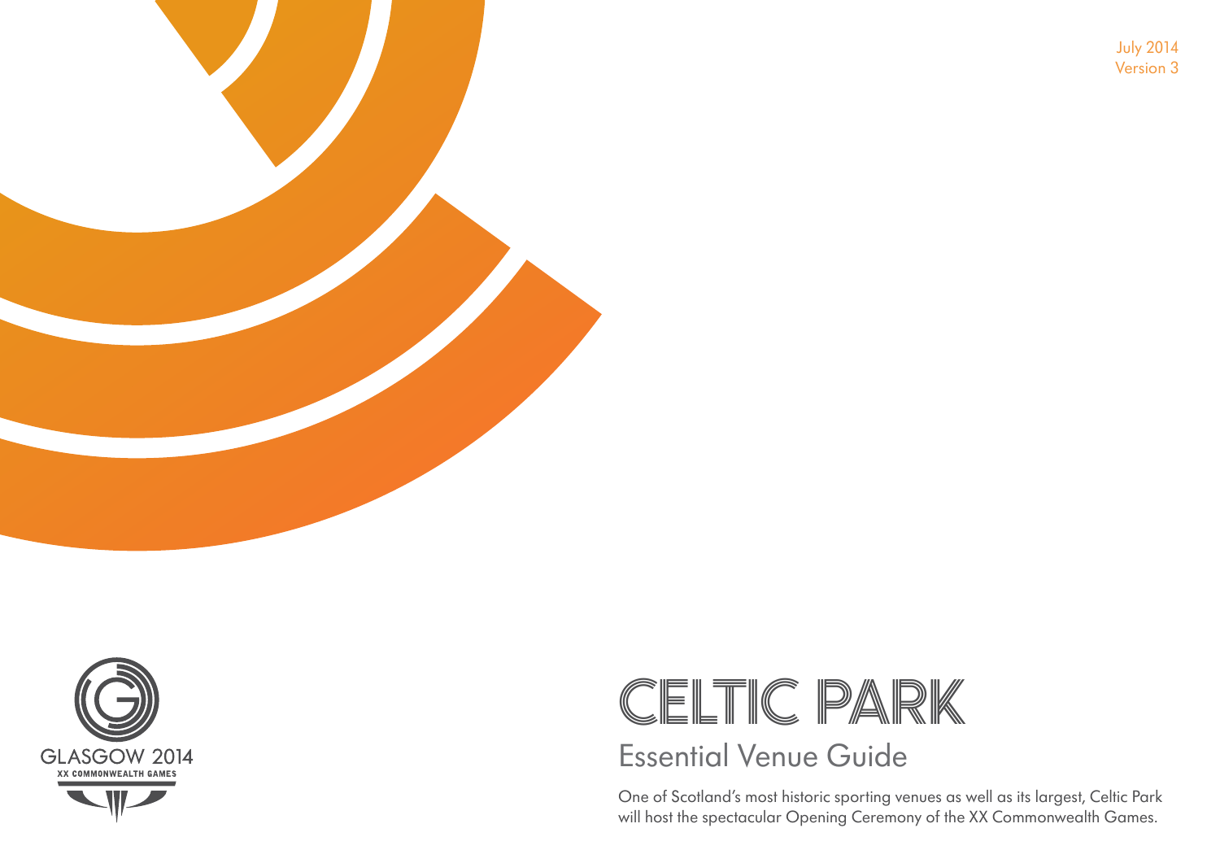July 2014
Version 3

GLASGOW 2014
XX COMMONWEALTH GAMES

# CELTIC PARK

## Essential Venue Guide

One of Scotland's most historic sporting venues as well as its largest, Celtic Park will host the spectacular Opening Ceremony of the XX Commonwealth Games.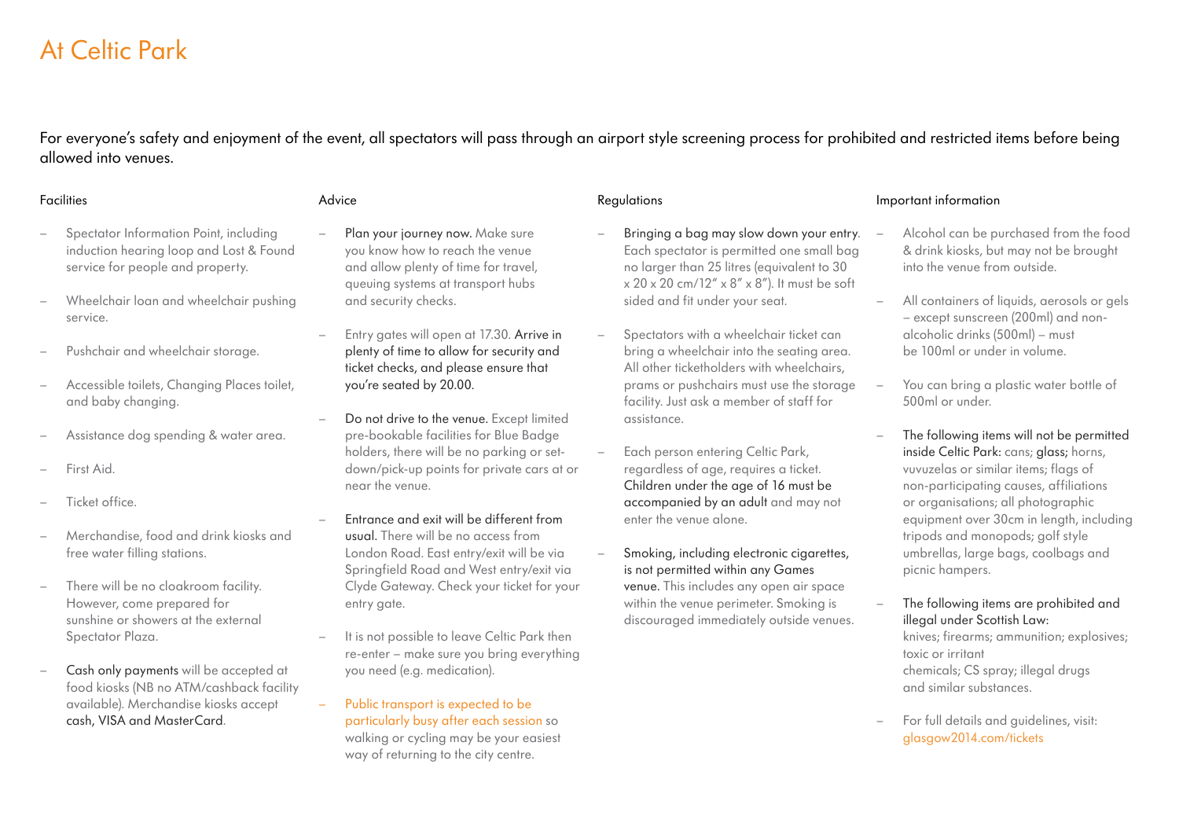# At Celtic Park

For everyone's safety and enjoyment of the event, all spectators will pass through an airport style screening process for prohibited and restricted items before being allowed into venues.

## Facilities

- Spectator Information Point, including induction hearing loop and Lost & Found service for people and property.
- Wheelchair loan and wheelchair pushing service.
- Pushchair and wheelchair storage.
- Accessible toilets, Changing Places toilet, and baby changing.
- Assistance dog spending & water area.
- First Aid.
- Ticket office.
- Merchandise, food and drink kiosks and free water filling stations.
- There will be no cloakroom facility. However, come prepared for sunshine or showers at the external Spectator Plaza.
- **Cash only payments** will be accepted at food kiosks (NB no ATM/cashback facility available). Merchandise kiosks accept **cash, VISA and MasterCard**.

## Advice

- **Plan your journey now.** Make sure you know how to reach the venue and allow plenty of time for travel, queuing systems at transport hubs and security checks.
- Entry gates will open at 17.30. **Arrive in plenty of time to allow for security and ticket checks, and please ensure that you're seated by 20.00.**
- **Do not drive to the venue.** Except limited pre-bookable facilities for Blue Badge holders, there will be no parking or set-down/pick-up points for private cars at or near the venue.
- **Entrance and exit will be different from usual.** There will be no access from London Road. East entry/exit will be via Springfield Road and West entry/exit via Clyde Gateway. Check your ticket for your entry gate.
- It is not possible to leave Celtic Park then re-enter – make sure you bring everything you need (e.g. medication).
- Public transport is expected to be particularly busy after each session so walking or cycling may be your easiest way of returning to the city centre.

## Regulations

- **Bringing a bag may slow down your entry.** Each spectator is permitted one small bag no larger than 25 litres (equivalent to 30 x 20 x 20 cm/12" x 8" x 8"). It must be soft sided and fit under your seat.
- Spectators with a wheelchair ticket can bring a wheelchair into the seating area. All other ticketholders with wheelchairs, prams or pushchairs must use the storage facility. Just ask a member of staff for assistance.
- Each person entering Celtic Park, regardless of age, requires a ticket. **Children under the age of 16 must be accompanied by an adult** and may not enter the venue alone.
- **Smoking, including electronic cigarettes, is not permitted within any Games venue.** This includes any open air space within the venue perimeter. Smoking is discouraged immediately outside venues.

## Important information

- Alcohol can be purchased from the food & drink kiosks, but may not be brought into the venue from outside.
- All containers of liquids, aerosols or gels – except sunscreen (200ml) and non-alcoholic drinks (500ml) – must be 100ml or under in volume.
- You can bring a plastic water bottle of 500ml or under.
- **The following items will not be permitted inside Celtic Park:** cans; **glass;** horns, vuvuzelas or similar items; flags of non-participating causes, affiliations or organisations; all photographic equipment over 30cm in length, including tripods and monopods; golf style umbrellas, large bags, coolbags and picnic hampers.
- **The following items are prohibited and illegal under Scottish Law:** knives; firearms; ammunition; explosives; toxic or irritant chemicals; CS spray; illegal drugs and similar substances.
- For full details and guidelines, visit: glasgow2014.com/tickets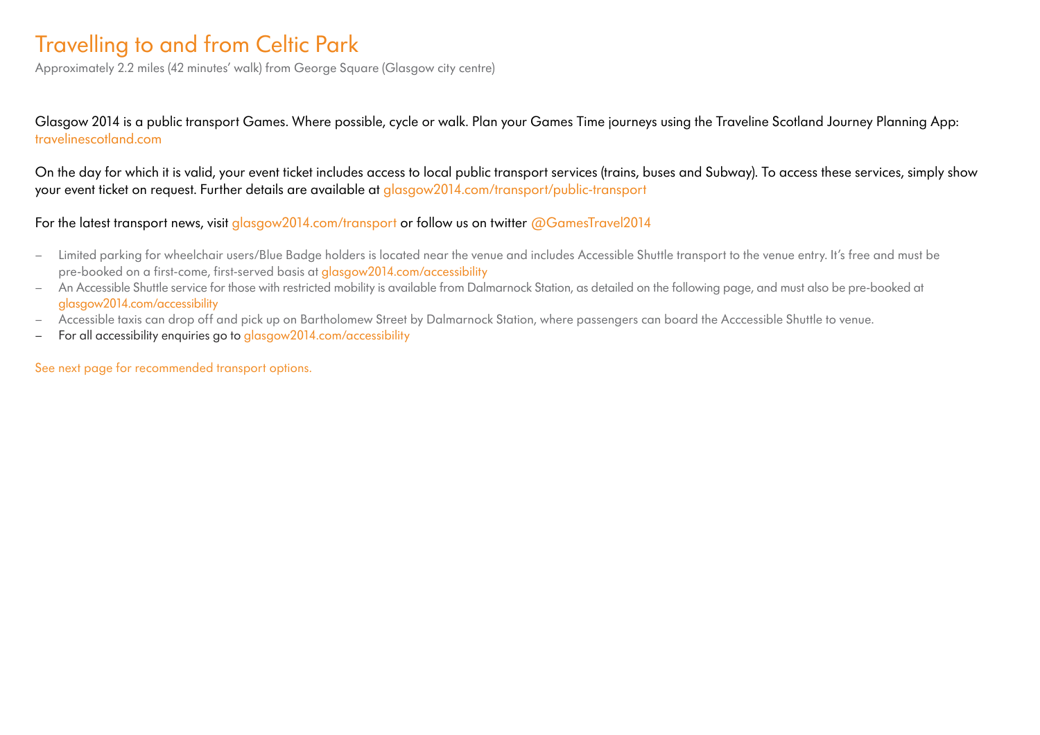# Travelling to and from Celtic Park

Approximately 2.2 miles (42 minutes' walk) from George Square (Glasgow city centre)

Glasgow 2014 is a public transport Games. Where possible, cycle or walk. Plan your Games Time journeys using the Traveline Scotland Journey Planning App: travelinescotland.com

On the day for which it is valid, your event ticket includes access to local public transport services (trains, buses and Subway). To access these services, simply show your event ticket on request. Further details are available at glasgow2014.com/transport/public-transport

For the latest transport news, visit glasgow2014.com/transport or follow us on twitter @GamesTravel2014

- Limited parking for wheelchair users/Blue Badge holders is located near the venue and includes Accessible Shuttle transport to the venue entry. It's free and must be pre-booked on a first-come, first-served basis at glasgow2014.com/accessibility
- An Accessible Shuttle service for those with restricted mobility is available from Dalmarnock Station, as detailed on the following page, and must also be pre-booked at glasgow2014.com/accessibility
- Accessible taxis can drop off and pick up on Bartholomew Street by Dalmarnock Station, where passengers can board the Acccessible Shuttle to venue.
- For all accessibility enquiries go to glasgow2014.com/accessibility

See next page for recommended transport options.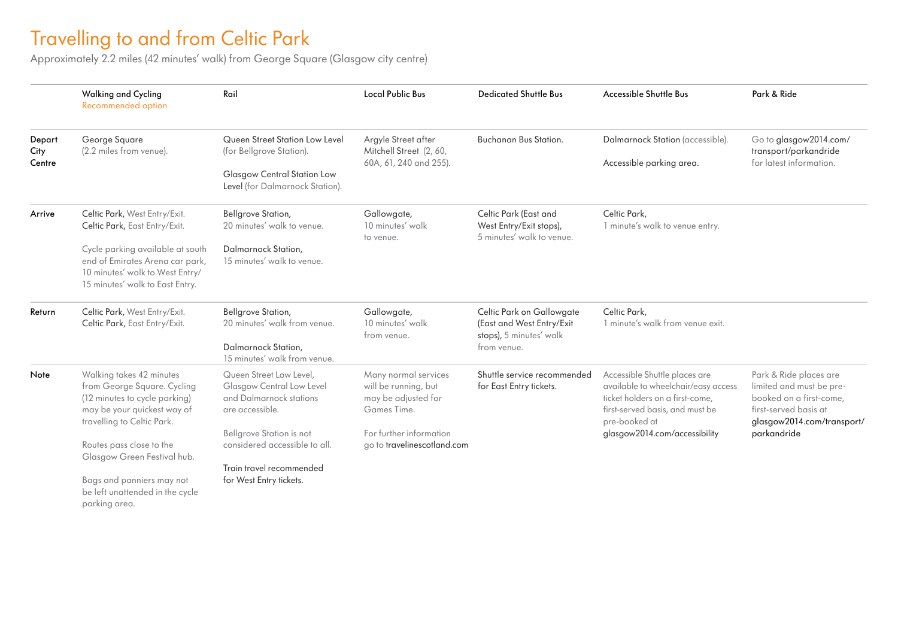# Travelling to and from Celtic Park

Approximately 2.2 miles (42 minutes' walk) from George Square (Glasgow city centre)

| | Walking and Cycling<br>Recommended option | Rail | Local Public Bus | Dedicated Shuttle Bus | Accessible Shuttle Bus | Park & Ride |
|---|---|---|---|---|---|---|
| **Depart City Centre** | George Square<br>(2.2 miles from venue). | Queen Street Station Low Level (for Bellgrove Station).<br><br>Glasgow Central Station Low Level (for Dalmarnock Station). | Argyle Street after Mitchell Street (2, 60, 60A, 61, 240 and 255). | Buchanan Bus Station. | Dalmarnock Station (accessible).<br><br>Accessible parking area. | Go to glasgow2014.com/transport/parkandride for latest information. |
| **Arrive** | Celtic Park, West Entry/Exit.<br>Celtic Park, East Entry/Exit.<br><br>Cycle parking available at south end of Emirates Arena car park, 10 minutes' walk to West Entry/ 15 minutes' walk to East Entry. | Bellgrove Station,<br>20 minutes' walk to venue.<br><br>Dalmarnock Station,<br>15 minutes' walk to venue. | Gallowgate,<br>10 minutes' walk to venue. | Celtic Park (East and West Entry/Exit stops),<br>5 minutes' walk to venue. | Celtic Park,<br>1 minute's walk to venue entry. | |
| **Return** | Celtic Park, West Entry/Exit.<br>Celtic Park, East Entry/Exit. | Bellgrove Station,<br>20 minutes' walk from venue.<br><br>Dalmarnock Station,<br>15 minutes' walk from venue. | Gallowgate,<br>10 minutes' walk from venue. | Celtic Park on Gallowgate (East and West Entry/Exit stops), 5 minutes' walk from venue. | Celtic Park,<br>1 minute's walk from venue exit. | |
| **Note** | Walking takes 42 minutes from George Square. Cycling (12 minutes to cycle parking) may be your quickest way of travelling to Celtic Park.<br><br>Routes pass close to the Glasgow Green Festival hub.<br><br>Bags and panniers may not be left unattended in the cycle parking area. | Queen Street Low Level, Glasgow Central Low Level and Dalmarnock stations are accessible.<br><br>Bellgrove Station is not considered accessible to all.<br><br>Train travel recommended for West Entry tickets. | Many normal services will be running, but may be adjusted for Games Time.<br><br>For further information go to travelinescotland.com | Shuttle service recommended for East Entry tickets. | Accessible Shuttle places are available to wheelchair/easy access ticket holders on a first-come, first-served basis, and must be pre-booked at glasgow2014.com/accessibility | Park & Ride places are limited and must be pre-booked on a first-come, first-served basis at glasgow2014.com/transport/parkandride |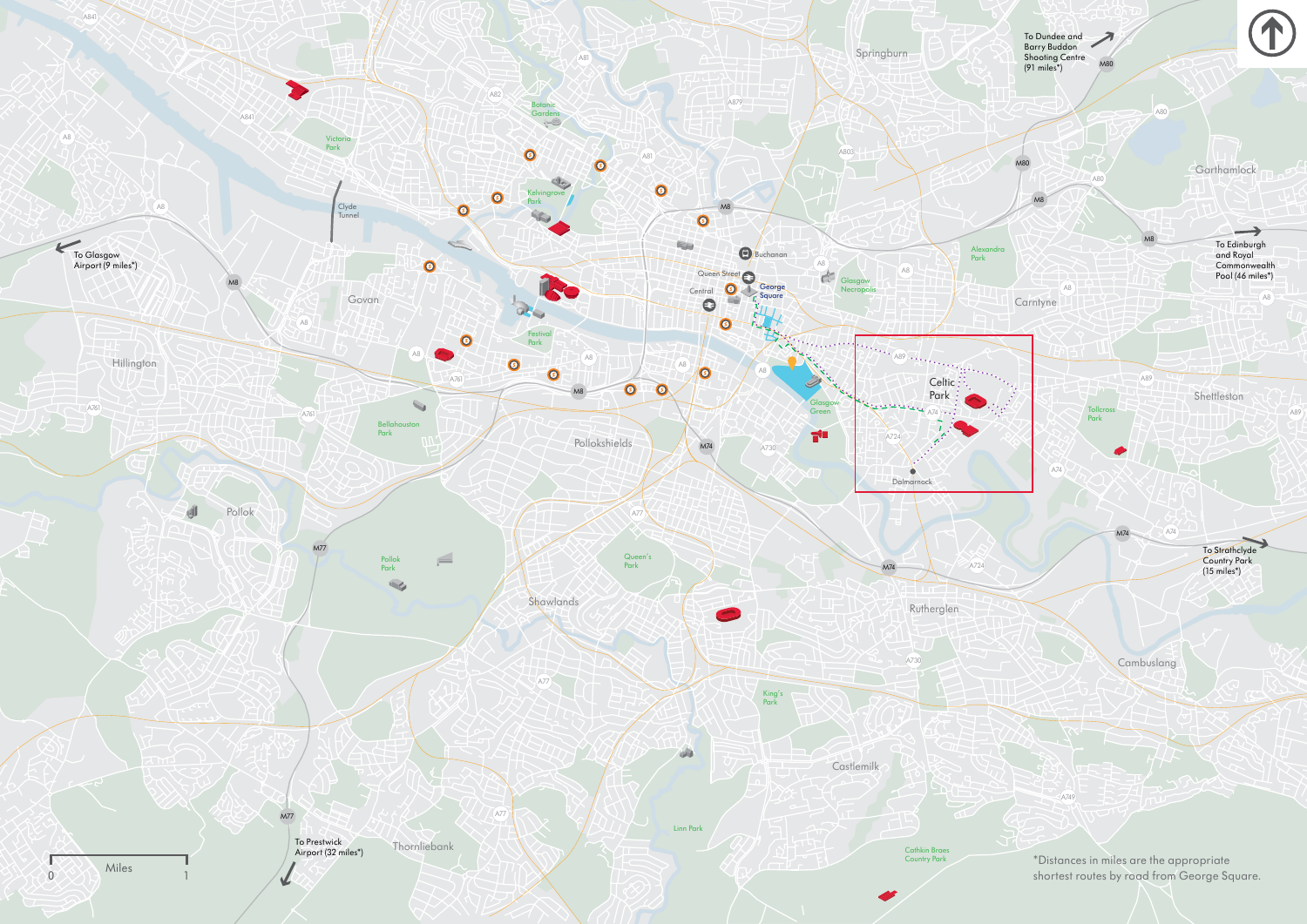To Glasgow Airport (9 miles*)

To Dundee and Barry Buddon Shooting Centre (91 miles*)

To Edinburgh and Royal Commonwealth Pool (46 miles*)

To Strathclyde Country Park (15 miles*)

To Prestwick Airport (32 miles*)

Springburn
Garthamlock
Carntyne
Shettleston
Govan
Hillington
Pollokshields
Pollok
Shawlands
Rutherglen
Cambuslang
Castlemilk
Thornliebank
Celtic Park
Dalmarnock

Victoria Park
Botanic Gardens
Kelvingrove Park
Festival Park
Bellahouston Park
Pollok Park
Queen's Park
King's Park
Linn Park
Cathkin Braes Country Park
Glasgow Green
Glasgow Necropolis
Alexandra Park
Tollcross Park

Clyde Tunnel
Buchanan
Queen Street
Central
George Square

A841
A814
A8
A82
A81
A879
A803
M8
M80
A80
A89
A761
M77
A77
M74
A730
A724
A74
A749

0 Miles 1

*Distances in miles are the appropriate shortest routes by road from George Square.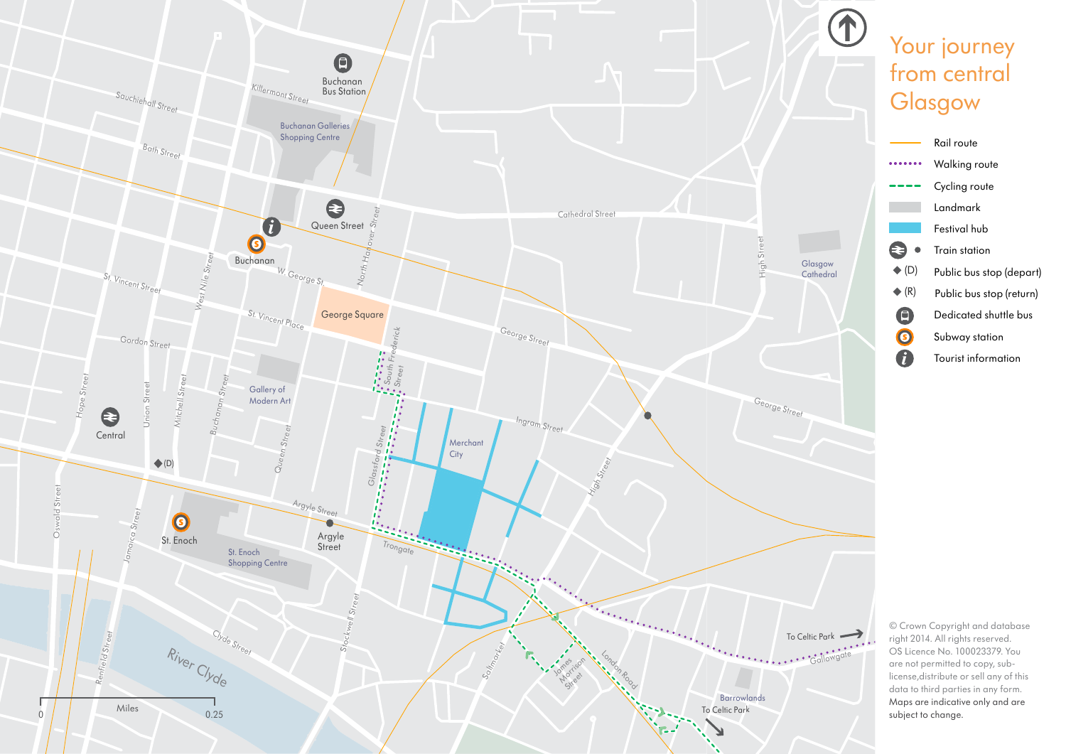# Your journey from central Glasgow

- Rail route
- Walking route
- Cycling route
- Landmark
- Festival hub
- Train station
- (D) Public bus stop (depart)
- (R) Public bus stop (return)
- Dedicated shuttle bus
- Subway station
- Tourist information

Buchanan Bus Station
Killermont Street
Sauchiehall Street
Buchanan Galleries Shopping Centre
Bath Street
Queen Street
North Hanover Street
Cathedral Street
Buchanan
W. George St.
St. Vincent Street
St. Vincent Place
George Square
West Nile Street
South Frederick Street
George Street
High Street
Glasgow Cathedral
Gordon Street
Gallery of Modern Art
Hope Street
Union Street
Mitchell Street
Buchanan Street
Queen Street
Central
Glassford Street
Merchant City
Ingram Street
High Street
(D)
Argyle Street
Argyle Street
Trongate
St. Enoch
St. Enoch Shopping Centre
Oswald Street
Jamaica Street
Stockwell Street
Saltmarket
James Morrison Street
London Road
To Celtic Park
Gallowgate
Barrowlands
To Celtic Park
Clyde Street
River Clyde
Renfield Street
Miles
0
0.25

© Crown Copyright and database right 2014. All rights reserved. OS Licence No. 100023379. You are not permitted to copy, sub-license,distribute or sell any of this data to third parties in any form. Maps are indicative only and are subject to change.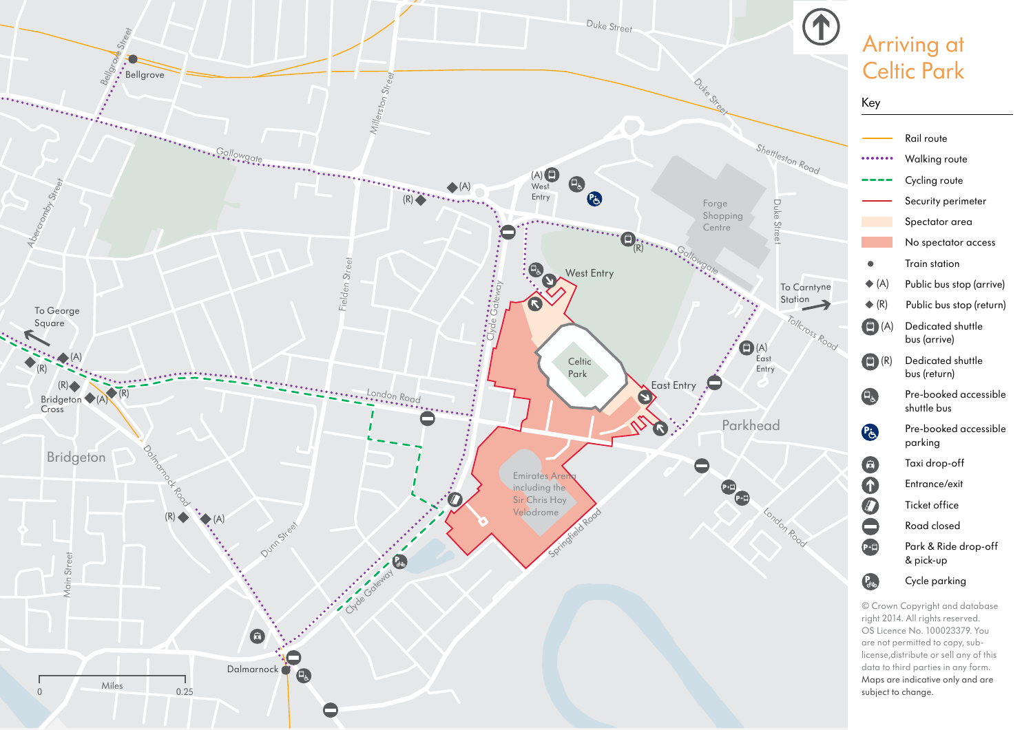# Arriving at Celtic Park

## Key

- Rail route
- Walking route
- Cycling route
- Security perimeter
- Spectator area
- No spectator access
- Train station
- (A) Public bus stop (arrive)
- (R) Public bus stop (return)
- (A) Dedicated shuttle bus (arrive)
- (R) Dedicated shuttle bus (return)
- Pre-booked accessible shuttle bus
- Pre-booked accessible parking
- Taxi drop-off
- Entrance/exit
- Ticket office
- Road closed
- Park & Ride drop-off & pick-up
- Cycle parking

Duke Street
Duke Street
Shettleston Road
Duke Street
Bellgrove Street
Bellgrove
Millerston Street
Gallowgate
Gallowgate
Abercromby Street
Fielden Street
Clyde Gateway
Clyde Gateway
London Road
London Road
Dalmarnock Road
Dunn Street
Main Street
Springfield Road
Tollcross Road
Forge Shopping Centre
West Entry
West Entry
East Entry
East Entry
Celtic Park
Emirates Arena including the Sir Chris Hoy Velodrome
To George Square
To Carntyne Station
Bridgeton Cross
Bridgeton
Parkhead
Dalmarnock
0
Miles
0.25

© Crown Copyright and database right 2014. All rights reserved. OS Licence No. 100023379. You are not permitted to copy, sub-license,distribute or sell any of this data to third parties in any form. Maps are indicative only and are subject to change.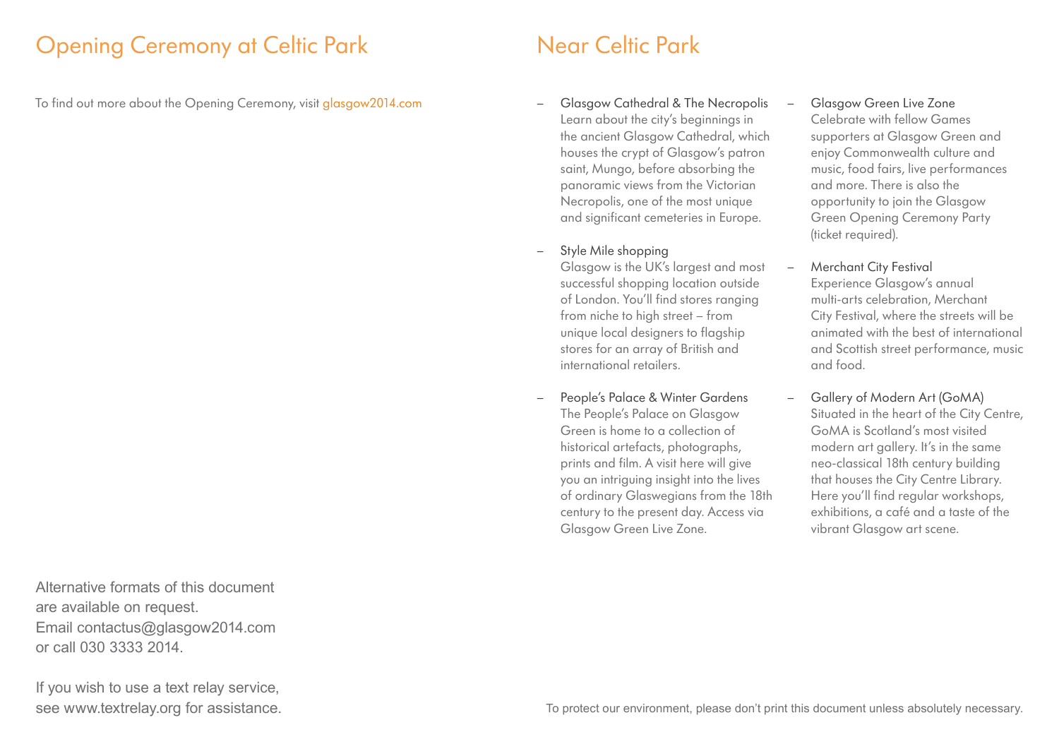## Opening Ceremony at Celtic Park

To find out more about the Opening Ceremony, visit glasgow2014.com

Alternative formats of this document are available on request. Email contactus@glasgow2014.com or call 030 3333 2014.

If you wish to use a text relay service, see www.textrelay.org for assistance.

## Near Celtic Park

- Glasgow Cathedral & The Necropolis
  Learn about the city's beginnings in the ancient Glasgow Cathedral, which houses the crypt of Glasgow's patron saint, Mungo, before absorbing the panoramic views from the Victorian Necropolis, one of the most unique and significant cemeteries in Europe.

- Style Mile shopping
  Glasgow is the UK's largest and most successful shopping location outside of London. You'll find stores ranging from niche to high street – from unique local designers to flagship stores for an array of British and international retailers.

- People's Palace & Winter Gardens
  The People's Palace on Glasgow Green is home to a collection of historical artefacts, photographs, prints and film. A visit here will give you an intriguing insight into the lives of ordinary Glaswegians from the 18th century to the present day. Access via Glasgow Green Live Zone.

- Glasgow Green Live Zone
  Celebrate with fellow Games supporters at Glasgow Green and enjoy Commonwealth culture and music, food fairs, live performances and more. There is also the opportunity to join the Glasgow Green Opening Ceremony Party (ticket required).

- Merchant City Festival
  Experience Glasgow's annual multi-arts celebration, Merchant City Festival, where the streets will be animated with the best of international and Scottish street performance, music and food.

- Gallery of Modern Art (GoMA)
  Situated in the heart of the City Centre, GoMA is Scotland's most visited modern art gallery. It's in the same neo-classical 18th century building that houses the City Centre Library. Here you'll find regular workshops, exhibitions, a café and a taste of the vibrant Glasgow art scene.

To protect our environment, please don't print this document unless absolutely necessary.